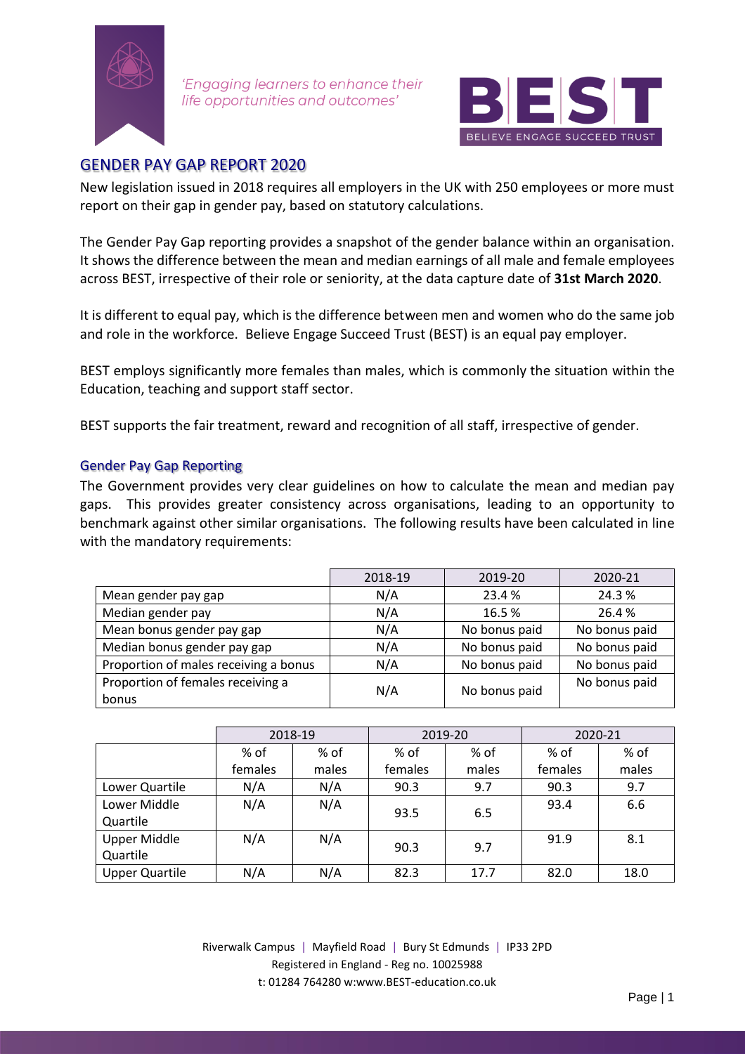*'Engaging learners to enhance their life opportunities and outcomes'*

BEST
BELIEVE ENGAGE SUCCEED TRUST

## GENDER PAY GAP REPORT 2020

New legislation issued in 2018 requires all employers in the UK with 250 employees or more must report on their gap in gender pay, based on statutory calculations.

The Gender Pay Gap reporting provides a snapshot of the gender balance within an organisation. It shows the difference between the mean and median earnings of all male and female employees across BEST, irrespective of their role or seniority, at the data capture date of **31st March 2020**.

It is different to equal pay, which is the difference between men and women who do the same job and role in the workforce. Believe Engage Succeed Trust (BEST) is an equal pay employer.

BEST employs significantly more females than males, which is commonly the situation within the Education, teaching and support staff sector.

BEST supports the fair treatment, reward and recognition of all staff, irrespective of gender.

### Gender Pay Gap Reporting

The Government provides very clear guidelines on how to calculate the mean and median pay gaps. This provides greater consistency across organisations, leading to an opportunity to benchmark against other similar organisations. The following results have been calculated in line with the mandatory requirements:

| | 2018-19 | 2019-20 | 2020-21 |
|---|---|---|---|
| Mean gender pay gap | N/A | 23.4 % | 24.3 % |
| Median gender pay | N/A | 16.5 % | 26.4 % |
| Mean bonus gender pay gap | N/A | No bonus paid | No bonus paid |
| Median bonus gender pay gap | N/A | No bonus paid | No bonus paid |
| Proportion of males receiving a bonus | N/A | No bonus paid | No bonus paid |
| Proportion of females receiving a bonus | N/A | No bonus paid | No bonus paid |

| | 2018-19 | | 2019-20 | | 2020-21 | |
|---|---|---|---|---|---|---|
| | % of females | % of males | % of females | % of males | % of females | % of males |
| Lower Quartile | N/A | N/A | 90.3 | 9.7 | 90.3 | 9.7 |
| Lower Middle Quartile | N/A | N/A | 93.5 | 6.5 | 93.4 | 6.6 |
| Upper Middle Quartile | N/A | N/A | 90.3 | 9.7 | 91.9 | 8.1 |
| Upper Quartile | N/A | N/A | 82.3 | 17.7 | 82.0 | 18.0 |

Riverwalk Campus | Mayfield Road | Bury St Edmunds | IP33 2PD
Registered in England - Reg no. 10025988
t: 01284 764280 w:www.BEST-education.co.uk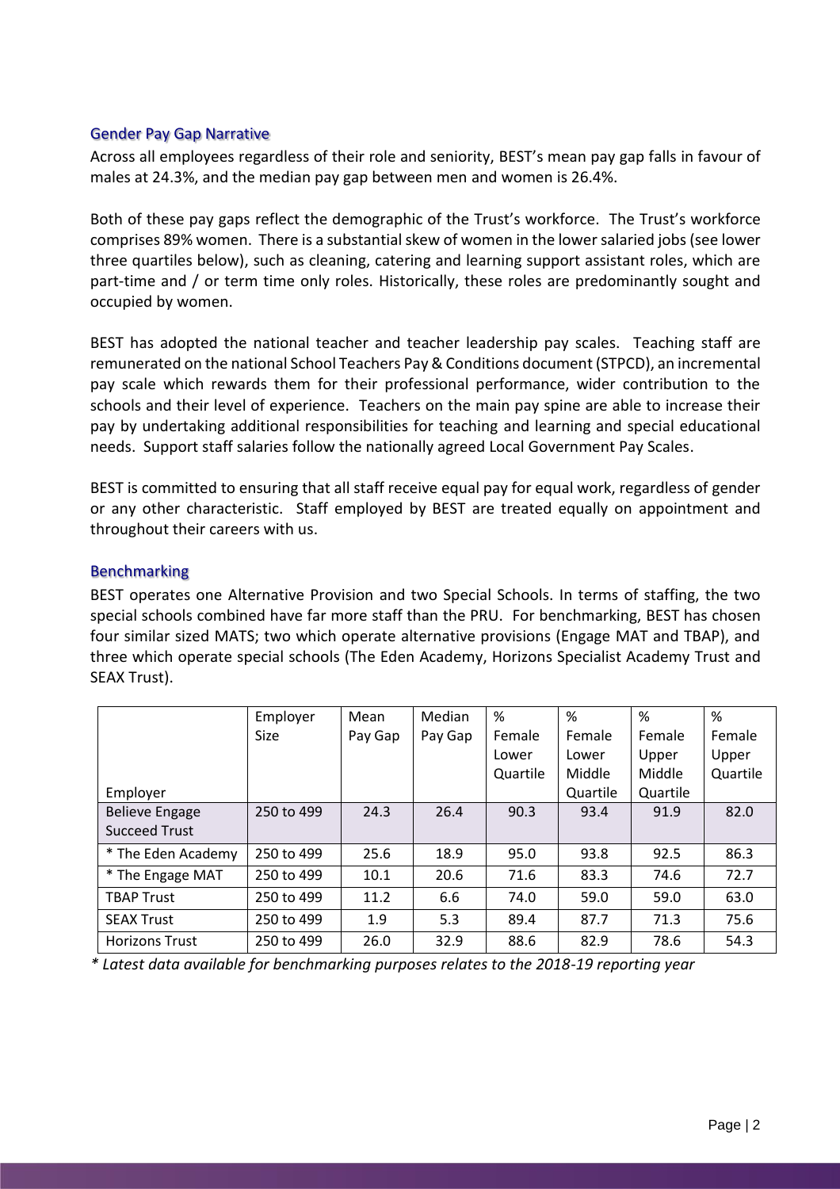## Gender Pay Gap Narrative

Across all employees regardless of their role and seniority, BEST's mean pay gap falls in favour of males at 24.3%, and the median pay gap between men and women is 26.4%.

Both of these pay gaps reflect the demographic of the Trust's workforce. The Trust's workforce comprises 89% women. There is a substantial skew of women in the lower salaried jobs (see lower three quartiles below), such as cleaning, catering and learning support assistant roles, which are part-time and / or term time only roles. Historically, these roles are predominantly sought and occupied by women.

BEST has adopted the national teacher and teacher leadership pay scales. Teaching staff are remunerated on the national School Teachers Pay & Conditions document (STPCD), an incremental pay scale which rewards them for their professional performance, wider contribution to the schools and their level of experience. Teachers on the main pay spine are able to increase their pay by undertaking additional responsibilities for teaching and learning and special educational needs. Support staff salaries follow the nationally agreed Local Government Pay Scales.

BEST is committed to ensuring that all staff receive equal pay for equal work, regardless of gender or any other characteristic. Staff employed by BEST are treated equally on appointment and throughout their careers with us.

## Benchmarking

BEST operates one Alternative Provision and two Special Schools. In terms of staffing, the two special schools combined have far more staff than the PRU. For benchmarking, BEST has chosen four similar sized MATS; two which operate alternative provisions (Engage MAT and TBAP), and three which operate special schools (The Eden Academy, Horizons Specialist Academy Trust and SEAX Trust).

| Employer | Employer Size | Mean Pay Gap | Median Pay Gap | % Female Lower Quartile | % Female Lower Middle Quartile | % Female Upper Middle Quartile | % Female Upper Quartile |
|---|---|---|---|---|---|---|---|
| Believe Engage Succeed Trust | 250 to 499 | 24.3 | 26.4 | 90.3 | 93.4 | 91.9 | 82.0 |
| * The Eden Academy | 250 to 499 | 25.6 | 18.9 | 95.0 | 93.8 | 92.5 | 86.3 |
| * The Engage MAT | 250 to 499 | 10.1 | 20.6 | 71.6 | 83.3 | 74.6 | 72.7 |
| TBAP Trust | 250 to 499 | 11.2 | 6.6 | 74.0 | 59.0 | 59.0 | 63.0 |
| SEAX Trust | 250 to 499 | 1.9 | 5.3 | 89.4 | 87.7 | 71.3 | 75.6 |
| Horizons Trust | 250 to 499 | 26.0 | 32.9 | 88.6 | 82.9 | 78.6 | 54.3 |

*\* Latest data available for benchmarking purposes relates to the 2018-19 reporting year*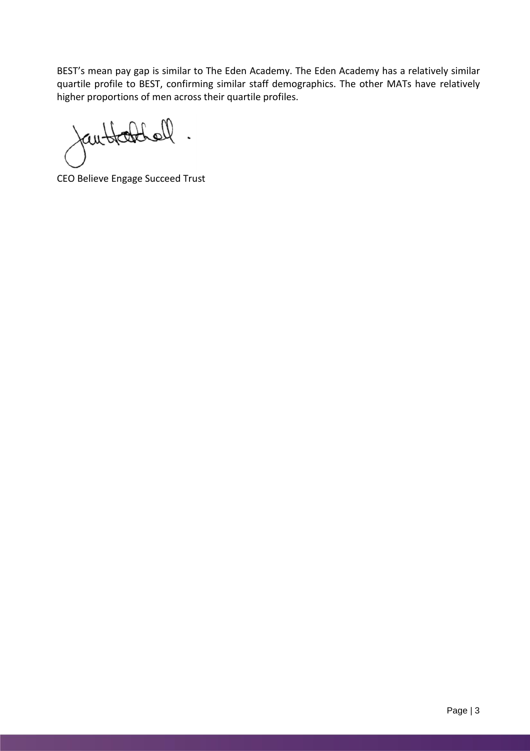BEST's mean pay gap is similar to The Eden Academy. The Eden Academy has a relatively similar quartile profile to BEST, confirming similar staff demographics. The other MATs have relatively higher proportions of men across their quartile profiles.

CEO Believe Engage Succeed Trust